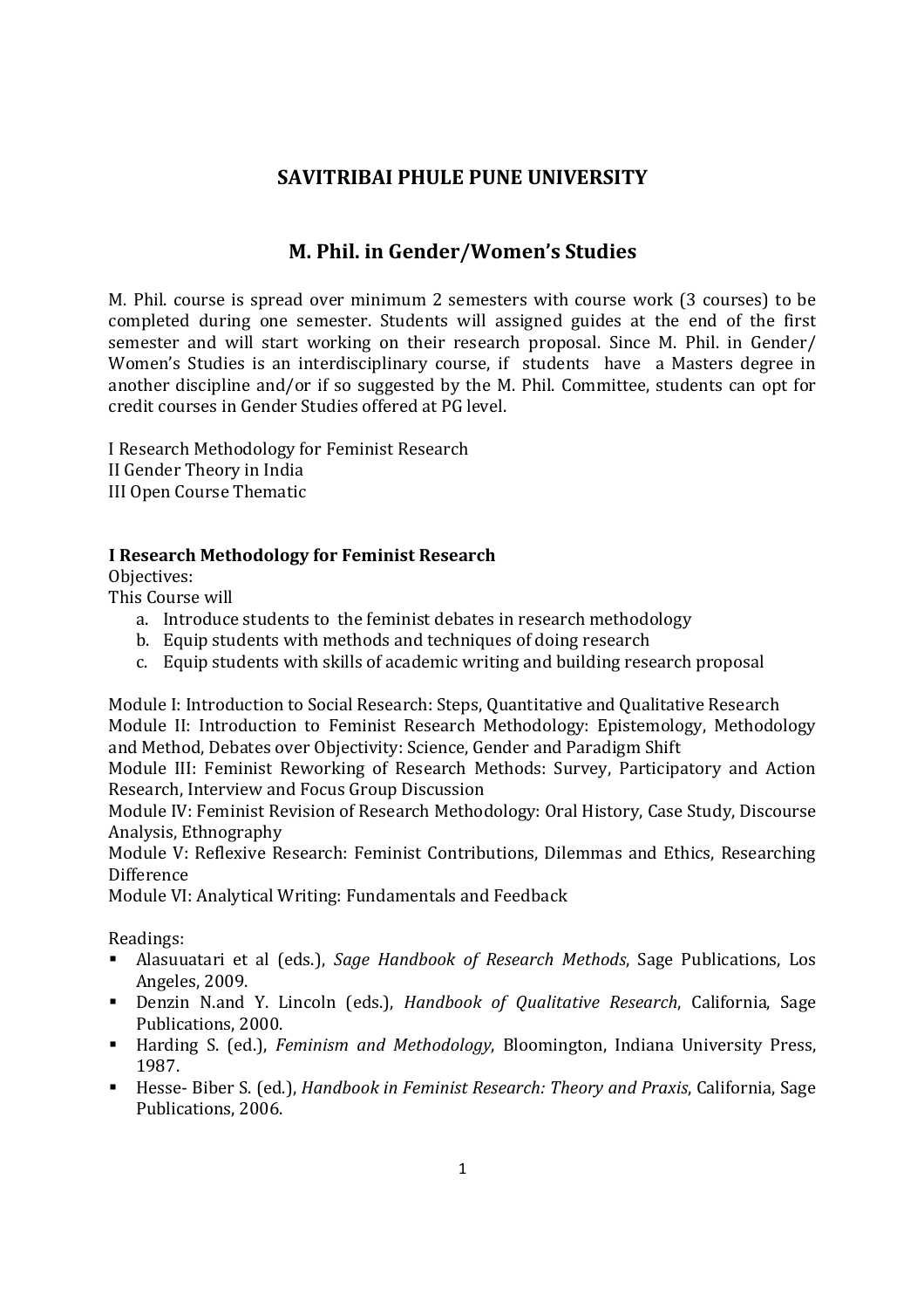# SAVITRIBAI PHULE PUNE UNIVERSITY

## M. Phil. in Gender/Women's Studies

M. Phil. course is spread over minimum 2 semesters with course work (3 courses) to be completed during one semester. Students will assigned guides at the end of the first semester and will start working on their research proposal. Since M. Phil. in Gender/ Women's Studies is an interdisciplinary course, if students have a Masters degree in another discipline and/or if so suggested by the M. Phil. Committee, students can opt for credit courses in Gender Studies offered at PG level.

I Research Methodology for Feminist Research
II Gender Theory in India
III Open Course Thematic

### I Research Methodology for Feminist Research

Objectives:
This Course will

a. Introduce students to the feminist debates in research methodology
b. Equip students with methods and techniques of doing research
c. Equip students with skills of academic writing and building research proposal

Module I: Introduction to Social Research: Steps, Quantitative and Qualitative Research
Module II: Introduction to Feminist Research Methodology: Epistemology, Methodology and Method, Debates over Objectivity: Science, Gender and Paradigm Shift
Module III: Feminist Reworking of Research Methods: Survey, Participatory and Action Research, Interview and Focus Group Discussion
Module IV: Feminist Revision of Research Methodology: Oral History, Case Study, Discourse Analysis, Ethnography
Module V: Reflexive Research: Feminist Contributions, Dilemmas and Ethics, Researching Difference
Module VI: Analytical Writing: Fundamentals and Feedback

Readings:

- Alasuuatari et al (eds.), *Sage Handbook of Research Methods*, Sage Publications, Los Angeles, 2009.
- Denzin N.and Y. Lincoln (eds.), *Handbook of Qualitative Research*, California, Sage Publications, 2000.
- Harding S. (ed.), *Feminism and Methodology*, Bloomington, Indiana University Press, 1987.
- Hesse- Biber S. (ed.), *Handbook in Feminist Research: Theory and Praxis*, California, Sage Publications, 2006.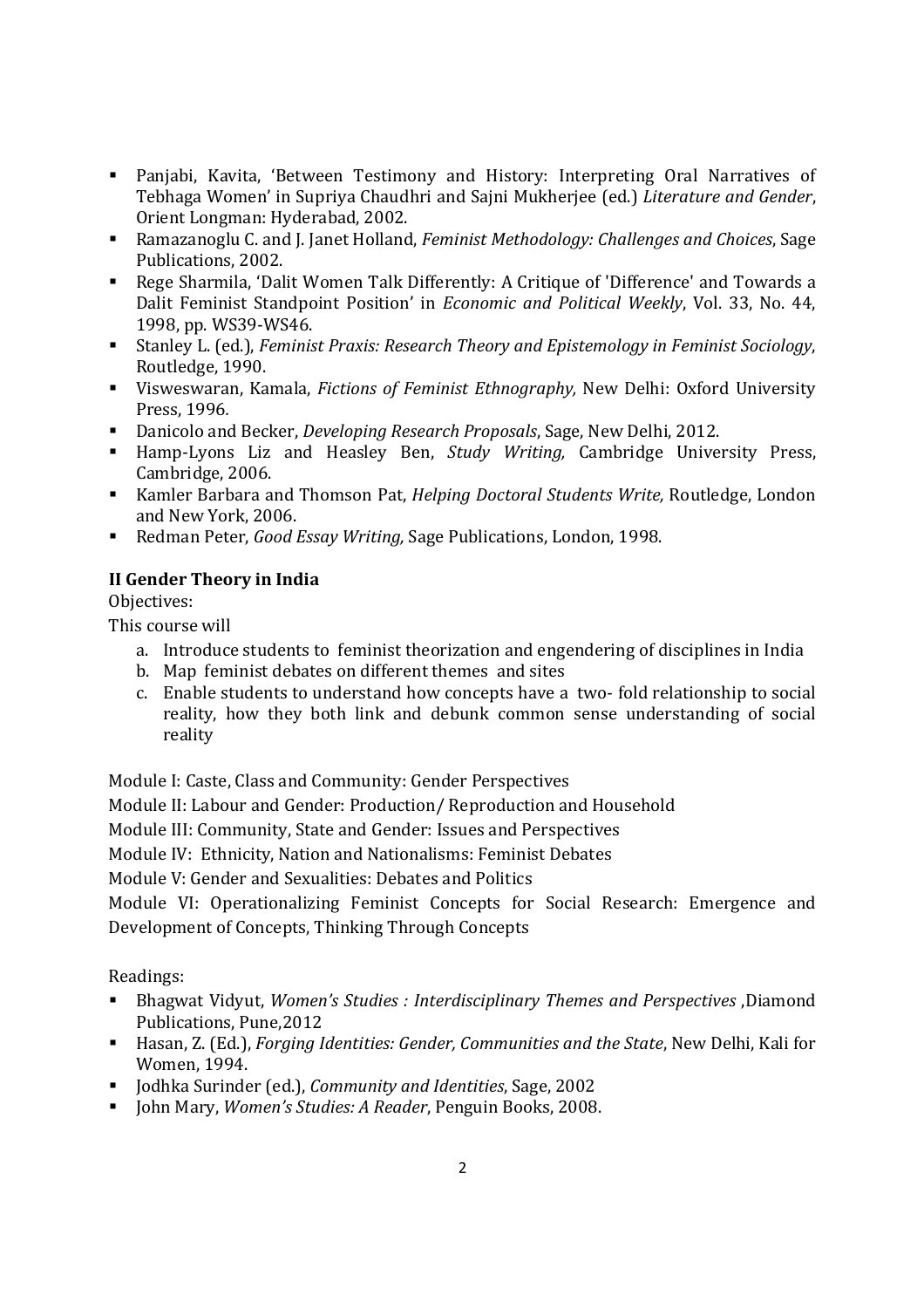- Panjabi, Kavita, 'Between Testimony and History: Interpreting Oral Narratives of Tebhaga Women' in Supriya Chaudhri and Sajni Mukherjee (ed.) *Literature and Gender*, Orient Longman: Hyderabad, 2002.
- Ramazanoglu C. and J. Janet Holland, *Feminist Methodology: Challenges and Choices*, Sage Publications, 2002.
- Rege Sharmila, 'Dalit Women Talk Differently: A Critique of 'Difference' and Towards a Dalit Feminist Standpoint Position' in *Economic and Political Weekly*, Vol. 33, No. 44, 1998, pp. WS39-WS46.
- Stanley L. (ed.), *Feminist Praxis: Research Theory and Epistemology in Feminist Sociology*, Routledge, 1990.
- Visweswaran, Kamala, *Fictions of Feminist Ethnography,* New Delhi: Oxford University Press, 1996.
- Danicolo and Becker, *Developing Research Proposals*, Sage, New Delhi, 2012.
- Hamp-Lyons Liz and Heasley Ben, *Study Writing,* Cambridge University Press, Cambridge, 2006.
- Kamler Barbara and Thomson Pat, *Helping Doctoral Students Write,* Routledge, London and New York, 2006.
- Redman Peter, *Good Essay Writing,* Sage Publications, London, 1998.

**II Gender Theory in India**

Objectives:

This course will

a. Introduce students to feminist theorization and engendering of disciplines in India
b. Map feminist debates on different themes and sites
c. Enable students to understand how concepts have a two- fold relationship to social reality, how they both link and debunk common sense understanding of social reality

Module I: Caste, Class and Community: Gender Perspectives

Module II: Labour and Gender: Production/ Reproduction and Household

Module III: Community, State and Gender: Issues and Perspectives

Module IV: Ethnicity, Nation and Nationalisms: Feminist Debates

Module V: Gender and Sexualities: Debates and Politics

Module VI: Operationalizing Feminist Concepts for Social Research: Emergence and Development of Concepts, Thinking Through Concepts

Readings:

- Bhagwat Vidyut, *Women's Studies : Interdisciplinary Themes and Perspectives* ,Diamond Publications, Pune,2012
- Hasan, Z. (Ed.), *Forging Identities: Gender, Communities and the State*, New Delhi, Kali for Women, 1994.
- Jodhka Surinder (ed.), *Community and Identities*, Sage, 2002
- John Mary, *Women's Studies: A Reader*, Penguin Books, 2008.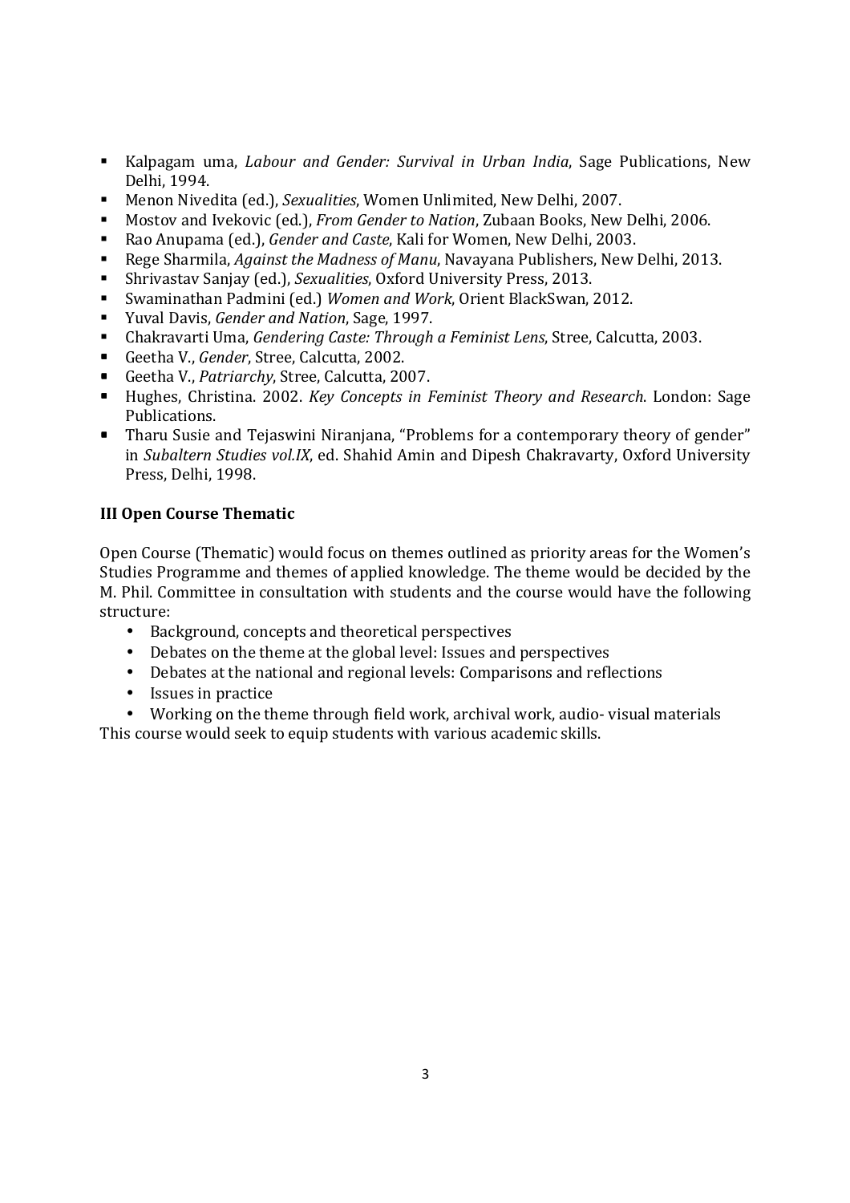- Kalpagam uma, *Labour and Gender: Survival in Urban India*, Sage Publications, New Delhi, 1994.
- Menon Nivedita (ed.), *Sexualities*, Women Unlimited, New Delhi, 2007.
- Mostov and Ivekovic (ed.), *From Gender to Nation*, Zubaan Books, New Delhi, 2006.
- Rao Anupama (ed.), *Gender and Caste*, Kali for Women, New Delhi, 2003.
- Rege Sharmila, *Against the Madness of Manu*, Navayana Publishers, New Delhi, 2013.
- Shrivastav Sanjay (ed.), *Sexualities*, Oxford University Press, 2013.
- Swaminathan Padmini (ed.) *Women and Work*, Orient BlackSwan, 2012.
- Yuval Davis, *Gender and Nation*, Sage, 1997.
- Chakravarti Uma, *Gendering Caste: Through a Feminist Lens*, Stree, Calcutta, 2003.
- Geetha V., *Gender*, Stree, Calcutta, 2002.
- Geetha V., *Patriarchy*, Stree, Calcutta, 2007.
- Hughes, Christina. 2002. *Key Concepts in Feminist Theory and Research*. London: Sage Publications.
- Tharu Susie and Tejaswini Niranjana, "Problems for a contemporary theory of gender" in *Subaltern Studies vol.IX*, ed. Shahid Amin and Dipesh Chakravarty, Oxford University Press, Delhi, 1998.

**III Open Course Thematic**

Open Course (Thematic) would focus on themes outlined as priority areas for the Women's Studies Programme and themes of applied knowledge. The theme would be decided by the M. Phil. Committee in consultation with students and the course would have the following structure:

- Background, concepts and theoretical perspectives
- Debates on the theme at the global level: Issues and perspectives
- Debates at the national and regional levels: Comparisons and reflections
- Issues in practice
- Working on the theme through field work, archival work, audio- visual materials

This course would seek to equip students with various academic skills.